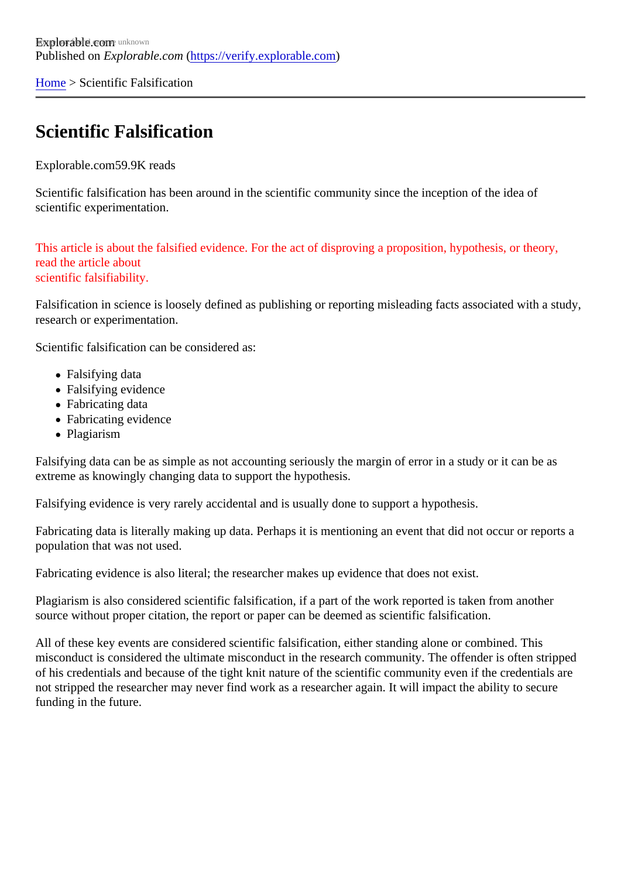Explorable.com
Published on *Explorable.com* (https://verify.explorable.com)

Home > Scientific Falsification

# Scientific Falsification

Explorable.com59.9K reads

Scientific falsification has been around in the scientific community since the inception of the idea of scientific experimentation.

This article is about the falsified evidence. For the act of disproving a proposition, hypothesis, or theory, read the article about scientific falsifiability.

Falsification in science is loosely defined as publishing or reporting misleading facts associated with a study, research or experimentation.

Scientific falsification can be considered as:

- Falsifying data
- Falsifying evidence
- Fabricating data
- Fabricating evidence
- Plagiarism

Falsifying data can be as simple as not accounting seriously the margin of error in a study or it can be as extreme as knowingly changing data to support the hypothesis.

Falsifying evidence is very rarely accidental and is usually done to support a hypothesis.

Fabricating data is literally making up data. Perhaps it is mentioning an event that did not occur or reports a population that was not used.

Fabricating evidence is also literal; the researcher makes up evidence that does not exist.

Plagiarism is also considered scientific falsification, if a part of the work reported is taken from another source without proper citation, the report or paper can be deemed as scientific falsification.

All of these key events are considered scientific falsification, either standing alone or combined. This misconduct is considered the ultimate misconduct in the research community. The offender is often stripped of his credentials and because of the tight knit nature of the scientific community even if the credentials are not stripped the researcher may never find work as a researcher again. It will impact the ability to secure funding in the future.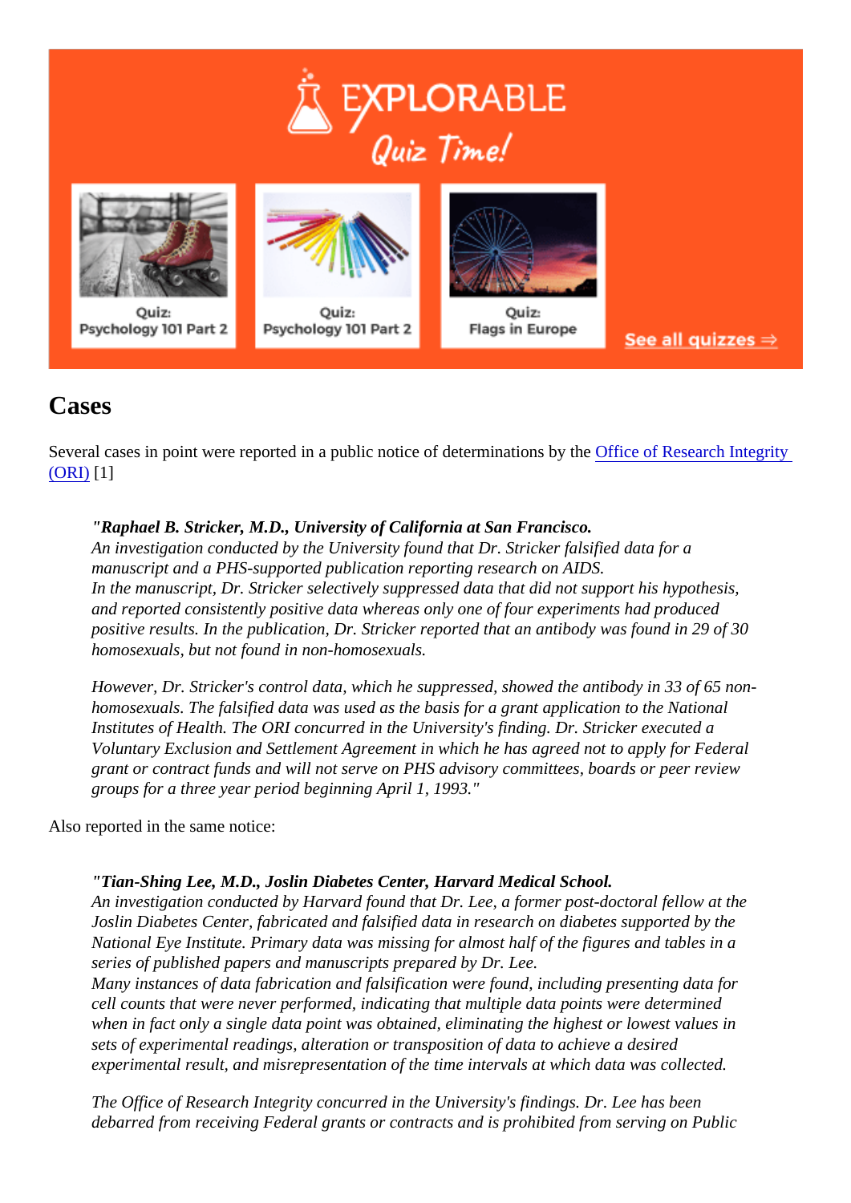## Cases

Several cases in point were reported in a public notice of determinations by the Office of Research Integrity (ORI) [1]

> *"**Raphael B. Stricker, M.D., University of California at San Francisco.***
> *An investigation conducted by the University found that Dr. Stricker falsified data for a manuscript and a PHS-supported publication reporting research on AIDS.*
> *In the manuscript, Dr. Stricker selectively suppressed data that did not support his hypothesis, and reported consistently positive data whereas only one of four experiments had produced positive results. In the publication, Dr. Stricker reported that an antibody was found in 29 of 30 homosexuals, but not found in non-homosexuals.*
>
> *However, Dr. Stricker's control data, which he suppressed, showed the antibody in 33 of 65 non-homosexuals. The falsified data was used as the basis for a grant application to the National Institutes of Health. The ORI concurred in the University's finding. Dr. Stricker executed a Voluntary Exclusion and Settlement Agreement in which he has agreed not to apply for Federal grant or contract funds and will not serve on PHS advisory committees, boards or peer review groups for a three year period beginning April 1, 1993."*

Also reported in the same notice:

> *"**Tian-Shing Lee, M.D., Joslin Diabetes Center, Harvard Medical School.***
> *An investigation conducted by Harvard found that Dr. Lee, a former post-doctoral fellow at the Joslin Diabetes Center, fabricated and falsified data in research on diabetes supported by the National Eye Institute. Primary data was missing for almost half of the figures and tables in a series of published papers and manuscripts prepared by Dr. Lee.*
> *Many instances of data fabrication and falsification were found, including presenting data for cell counts that were never performed, indicating that multiple data points were determined when in fact only a single data point was obtained, eliminating the highest or lowest values in sets of experimental readings, alteration or transposition of data to achieve a desired experimental result, and misrepresentation of the time intervals at which data was collected.*
>
> *The Office of Research Integrity concurred in the University's findings. Dr. Lee has been debarred from receiving Federal grants or contracts and is prohibited from serving on Public*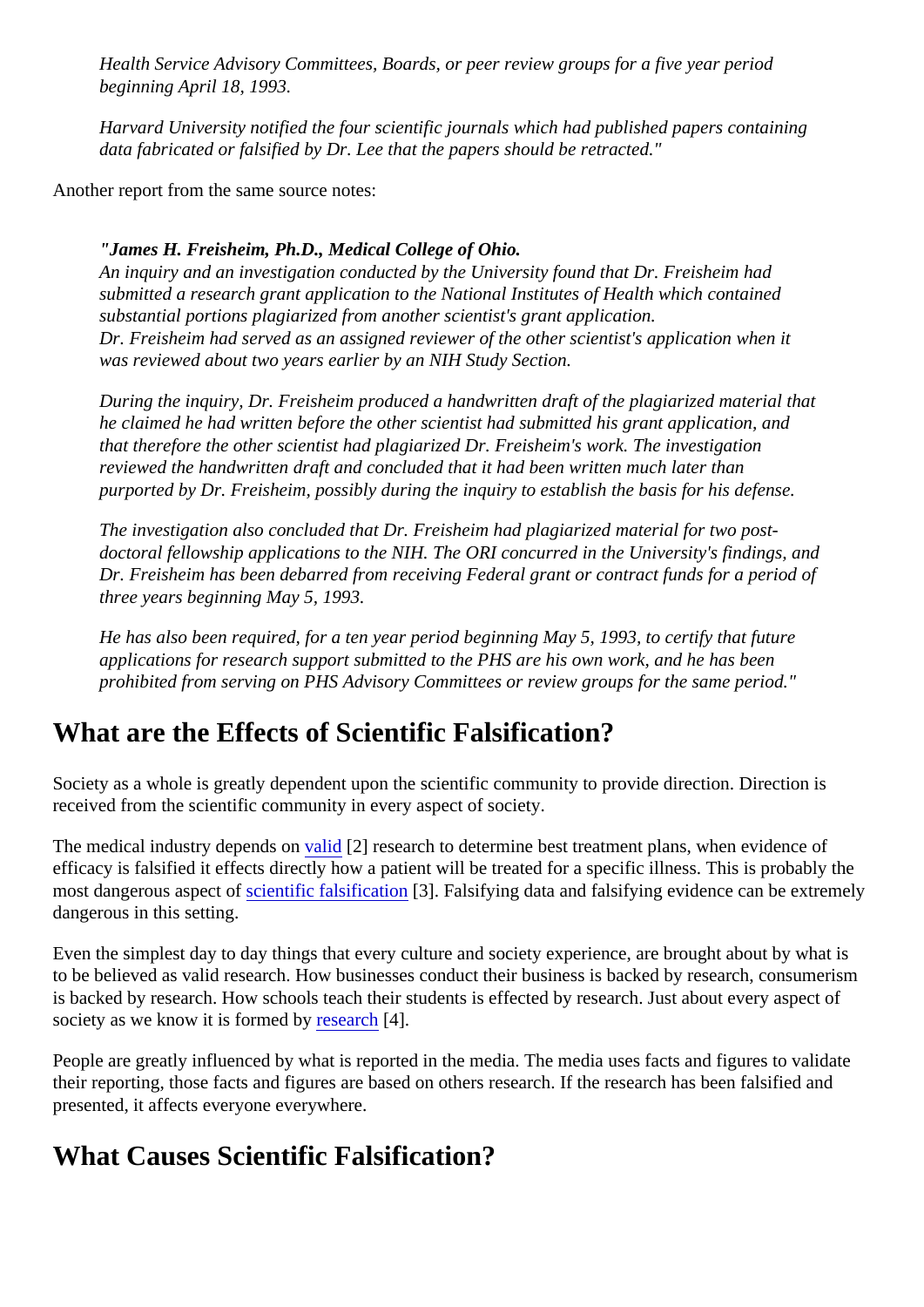*Health Service Advisory Committees, Boards, or peer review groups for a five year period beginning April 18, 1993.*

*Harvard University notified the four scientific journals which had published papers containing data fabricated or falsified by Dr. Lee that the papers should be retracted."*

Another report from the same source notes:

***"James H. Freisheim, Ph.D., Medical College of Ohio.***
*An inquiry and an investigation conducted by the University found that Dr. Freisheim had submitted a research grant application to the National Institutes of Health which contained substantial portions plagiarized from another scientist's grant application.*
*Dr. Freisheim had served as an assigned reviewer of the other scientist's application when it was reviewed about two years earlier by an NIH Study Section.*

*During the inquiry, Dr. Freisheim produced a handwritten draft of the plagiarized material that he claimed he had written before the other scientist had submitted his grant application, and that therefore the other scientist had plagiarized Dr. Freisheim's work. The investigation reviewed the handwritten draft and concluded that it had been written much later than purported by Dr. Freisheim, possibly during the inquiry to establish the basis for his defense.*

*The investigation also concluded that Dr. Freisheim had plagiarized material for two post-doctoral fellowship applications to the NIH. The ORI concurred in the University's findings, and Dr. Freisheim has been debarred from receiving Federal grant or contract funds for a period of three years beginning May 5, 1993.*

*He has also been required, for a ten year period beginning May 5, 1993, to certify that future applications for research support submitted to the PHS are his own work, and he has been prohibited from serving on PHS Advisory Committees or review groups for the same period."*

## What are the Effects of Scientific Falsification?

Society as a whole is greatly dependent upon the scientific community to provide direction. Direction is received from the scientific community in every aspect of society.

The medical industry depends on valid [2] research to determine best treatment plans, when evidence of efficacy is falsified it effects directly how a patient will be treated for a specific illness. This is probably the most dangerous aspect of scientific falsification [3]. Falsifying data and falsifying evidence can be extremely dangerous in this setting.

Even the simplest day to day things that every culture and society experience, are brought about by what is to be believed as valid research. How businesses conduct their business is backed by research, consumerism is backed by research. How schools teach their students is effected by research. Just about every aspect of society as we know it is formed by research [4].

People are greatly influenced by what is reported in the media. The media uses facts and figures to validate their reporting, those facts and figures are based on others research. If the research has been falsified and presented, it affects everyone everywhere.

## What Causes Scientific Falsification?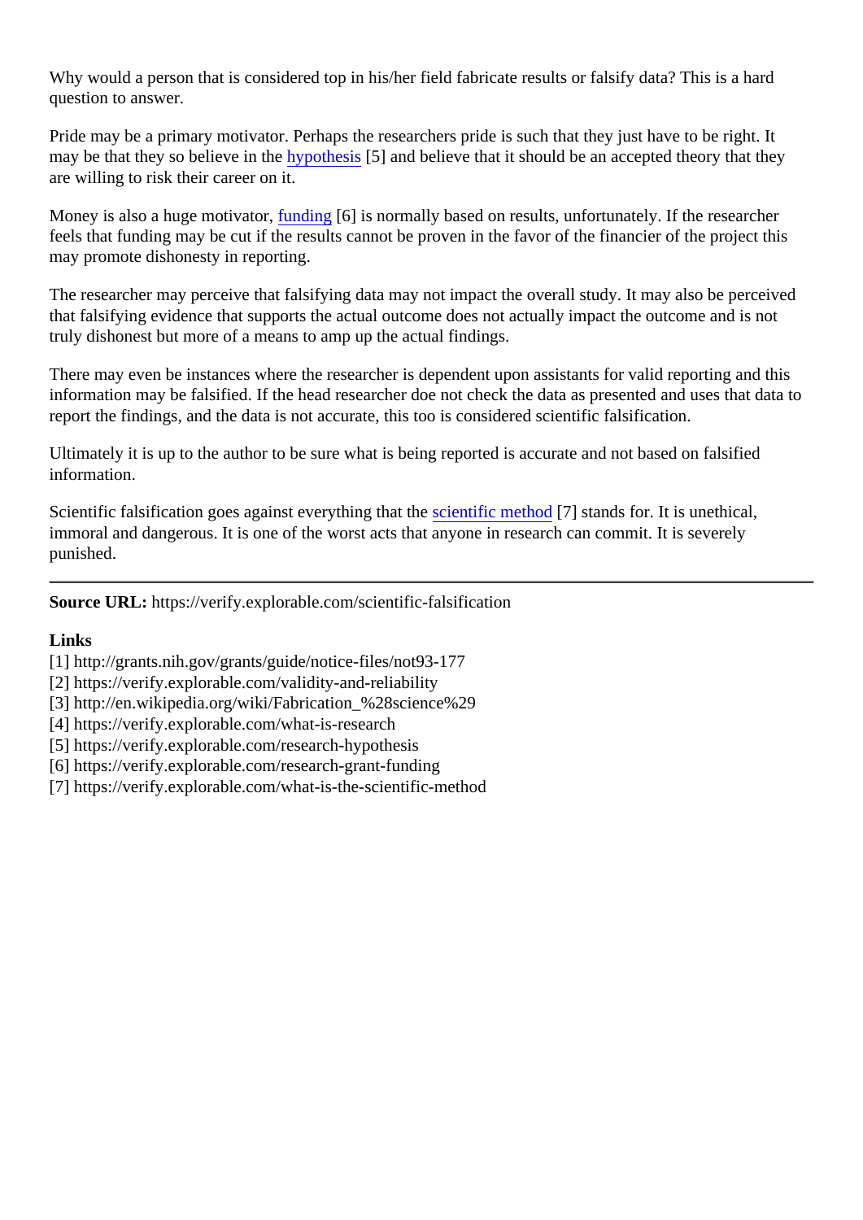Why would a person that is considered top in his/her field fabricate results or falsify data? This is a hard question to answer.

Pride may be a primary motivator. Perhaps the researchers pride is such that they just have to be right. It may be that they so believe in the hypothesis [5] and believe that it should be an accepted theory that they are willing to risk their career on it.

Money is also a huge motivator, funding [6] is normally based on results, unfortunately. If the researcher feels that funding may be cut if the results cannot be proven in the favor of the financier of the project this may promote dishonesty in reporting.

The researcher may perceive that falsifying data may not impact the overall study. It may also be perceived that falsifying evidence that supports the actual outcome does not actually impact the outcome and is not truly dishonest but more of a means to amp up the actual findings.

There may even be instances where the researcher is dependent upon assistants for valid reporting and this information may be falsified. If the head researcher doe not check the data as presented and uses that data to report the findings, and the data is not accurate, this too is considered scientific falsification.

Ultimately it is up to the author to be sure what is being reported is accurate and not based on falsified information.

Scientific falsification goes against everything that the scientific method [7] stands for. It is unethical, immoral and dangerous. It is one of the worst acts that anyone in research can commit. It is severely punished.

---

**Source URL:** https://verify.explorable.com/scientific-falsification

**Links**
[1] http://grants.nih.gov/grants/guide/notice-files/not93-177
[2] https://verify.explorable.com/validity-and-reliability
[3] http://en.wikipedia.org/wiki/Fabrication_%28science%29
[4] https://verify.explorable.com/what-is-research
[5] https://verify.explorable.com/research-hypothesis
[6] https://verify.explorable.com/research-grant-funding
[7] https://verify.explorable.com/what-is-the-scientific-method